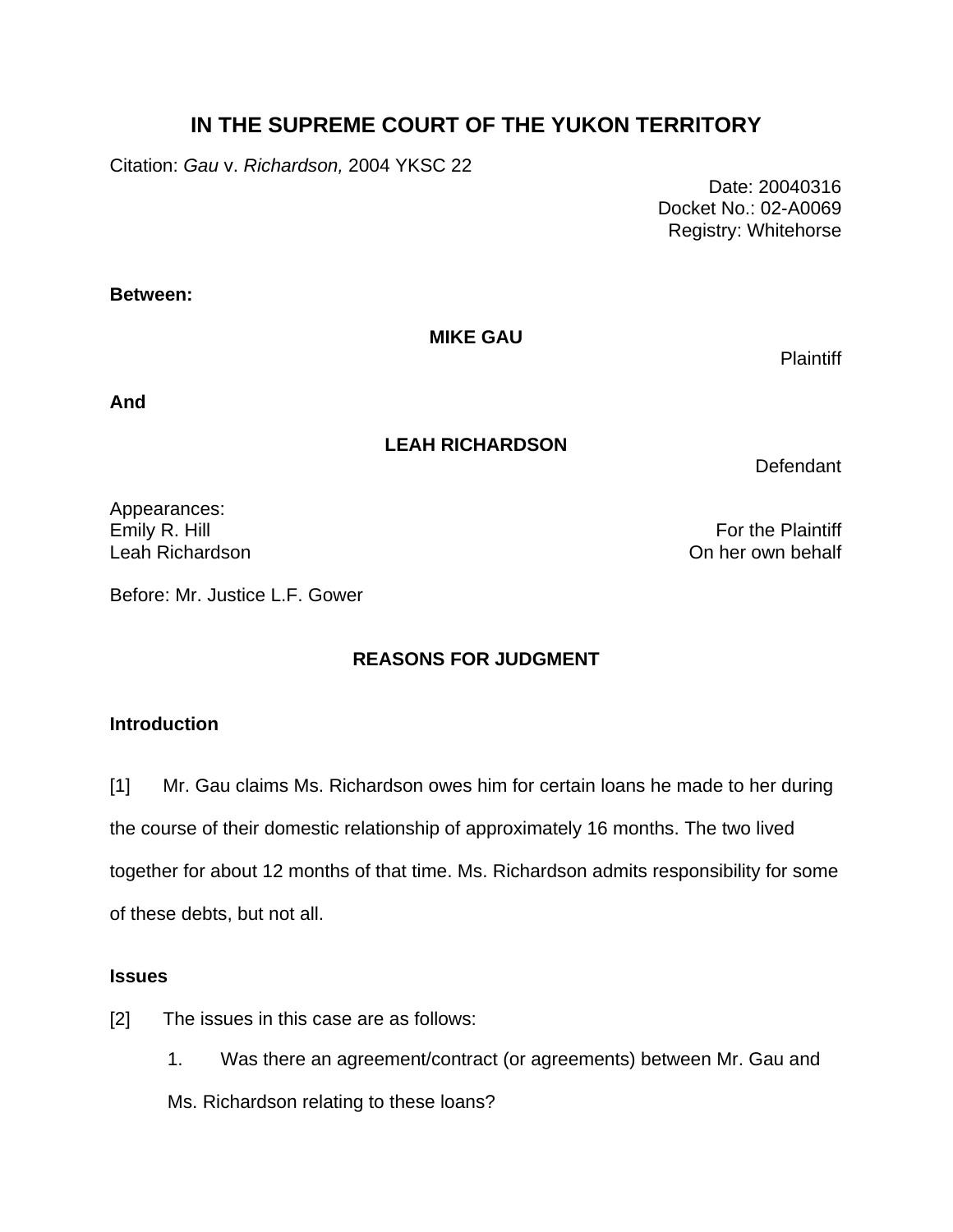# IN THE SUPREME COURT OF THE YUKON TERRITORY

Citation: *Gau* v. *Richardson,* 2004 YKSC 22

Date: 20040316
Docket No.: 02-A0069
Registry: Whitehorse

**Between:**

**MIKE GAU**

Plaintiff

**And**

**LEAH RICHARDSON**

Defendant

Appearances:
Emily R. Hill — For the Plaintiff
Leah Richardson — On her own behalf

Before: Mr. Justice L.F. Gower

## REASONS FOR JUDGMENT

### Introduction

[1] Mr. Gau claims Ms. Richardson owes him for certain loans he made to her during the course of their domestic relationship of approximately 16 months. The two lived together for about 12 months of that time. Ms. Richardson admits responsibility for some of these debts, but not all.

### Issues

[2] The issues in this case are as follows:

1. Was there an agreement/contract (or agreements) between Mr. Gau and Ms. Richardson relating to these loans?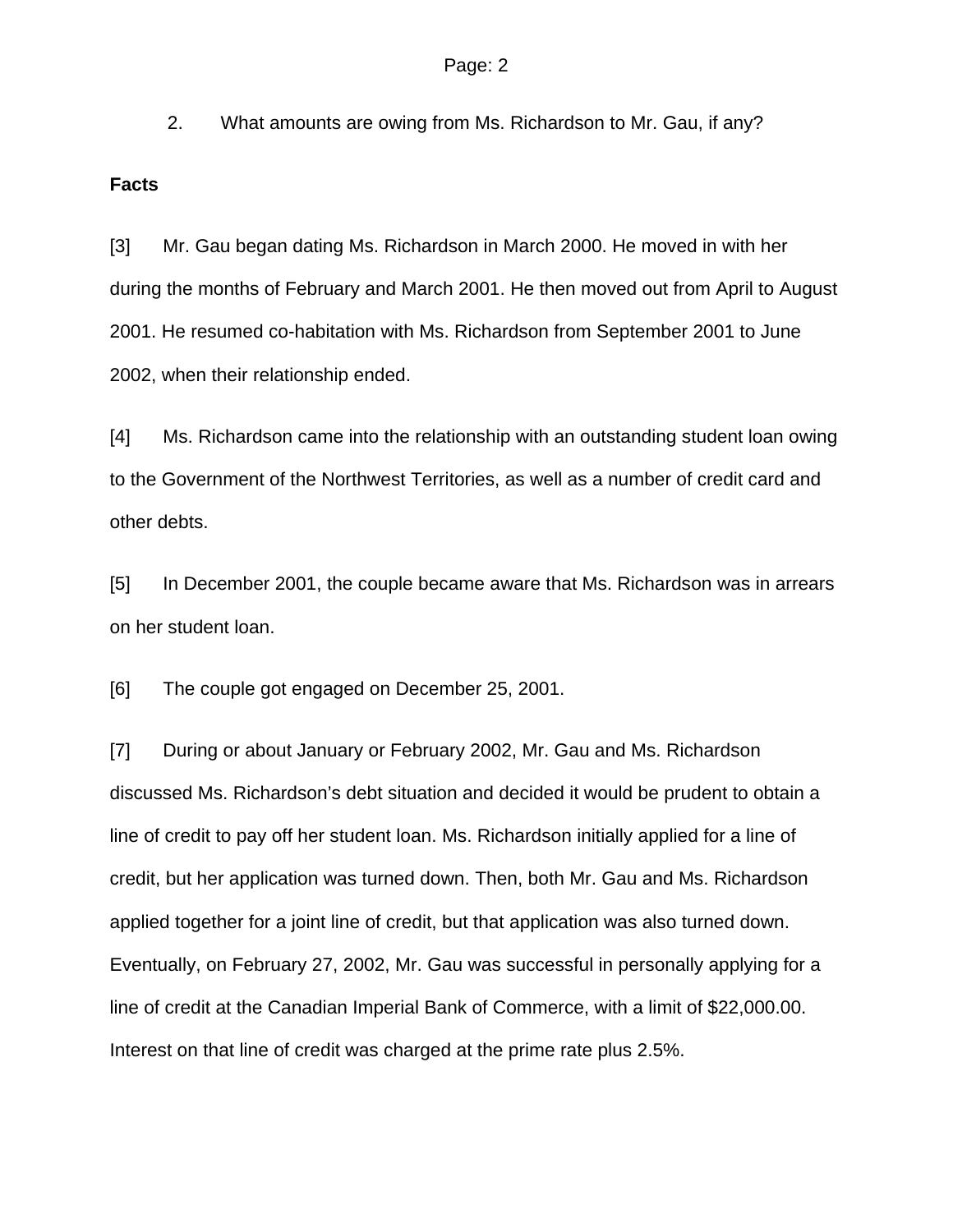2. What amounts are owing from Ms. Richardson to Mr. Gau, if any?

**Facts**

[3] Mr. Gau began dating Ms. Richardson in March 2000. He moved in with her during the months of February and March 2001. He then moved out from April to August 2001. He resumed co-habitation with Ms. Richardson from September 2001 to June 2002, when their relationship ended.

[4] Ms. Richardson came into the relationship with an outstanding student loan owing to the Government of the Northwest Territories, as well as a number of credit card and other debts.

[5] In December 2001, the couple became aware that Ms. Richardson was in arrears on her student loan.

[6] The couple got engaged on December 25, 2001.

[7] During or about January or February 2002, Mr. Gau and Ms. Richardson discussed Ms. Richardson's debt situation and decided it would be prudent to obtain a line of credit to pay off her student loan. Ms. Richardson initially applied for a line of credit, but her application was turned down. Then, both Mr. Gau and Ms. Richardson applied together for a joint line of credit, but that application was also turned down. Eventually, on February 27, 2002, Mr. Gau was successful in personally applying for a line of credit at the Canadian Imperial Bank of Commerce, with a limit of $22,000.00. Interest on that line of credit was charged at the prime rate plus 2.5%.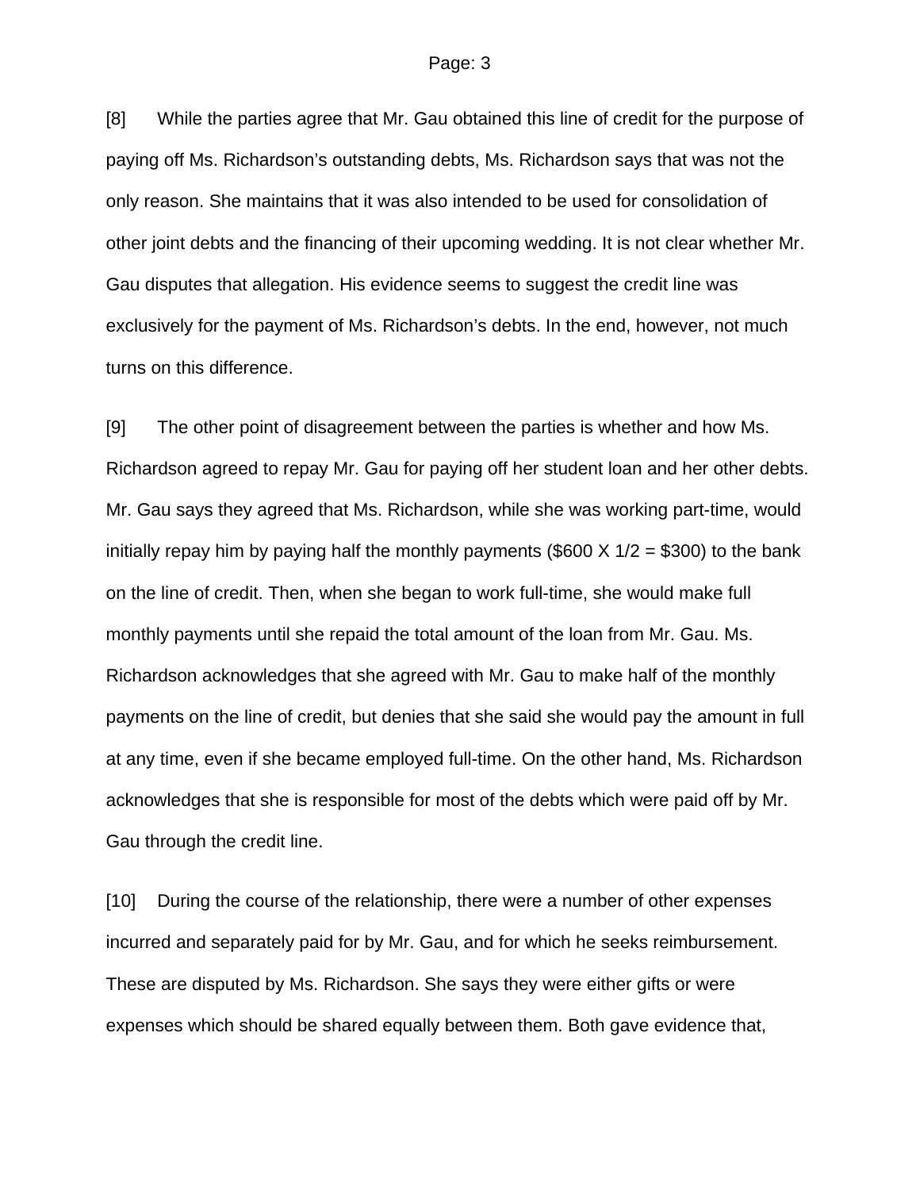[8] While the parties agree that Mr. Gau obtained this line of credit for the purpose of paying off Ms. Richardson's outstanding debts, Ms. Richardson says that was not the only reason. She maintains that it was also intended to be used for consolidation of other joint debts and the financing of their upcoming wedding. It is not clear whether Mr. Gau disputes that allegation. His evidence seems to suggest the credit line was exclusively for the payment of Ms. Richardson's debts. In the end, however, not much turns on this difference.

[9] The other point of disagreement between the parties is whether and how Ms. Richardson agreed to repay Mr. Gau for paying off her student loan and her other debts. Mr. Gau says they agreed that Ms. Richardson, while she was working part-time, would initially repay him by paying half the monthly payments ($600 X 1/2 = $300) to the bank on the line of credit. Then, when she began to work full-time, she would make full monthly payments until she repaid the total amount of the loan from Mr. Gau. Ms. Richardson acknowledges that she agreed with Mr. Gau to make half of the monthly payments on the line of credit, but denies that she said she would pay the amount in full at any time, even if she became employed full-time. On the other hand, Ms. Richardson acknowledges that she is responsible for most of the debts which were paid off by Mr. Gau through the credit line.

[10] During the course of the relationship, there were a number of other expenses incurred and separately paid for by Mr. Gau, and for which he seeks reimbursement. These are disputed by Ms. Richardson. She says they were either gifts or were expenses which should be shared equally between them. Both gave evidence that,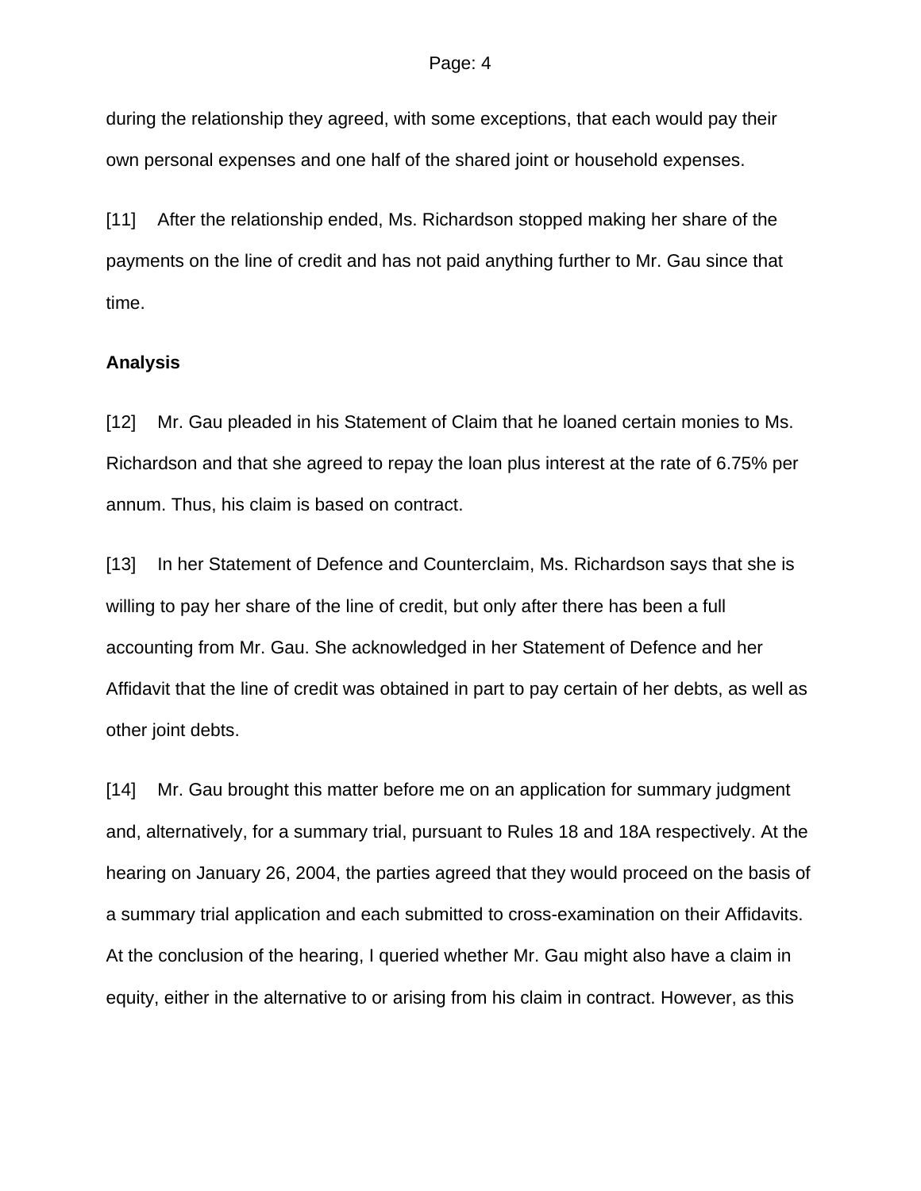during the relationship they agreed, with some exceptions, that each would pay their own personal expenses and one half of the shared joint or household expenses.

[11] After the relationship ended, Ms. Richardson stopped making her share of the payments on the line of credit and has not paid anything further to Mr. Gau since that time.

**Analysis**

[12] Mr. Gau pleaded in his Statement of Claim that he loaned certain monies to Ms. Richardson and that she agreed to repay the loan plus interest at the rate of 6.75% per annum. Thus, his claim is based on contract.

[13] In her Statement of Defence and Counterclaim, Ms. Richardson says that she is willing to pay her share of the line of credit, but only after there has been a full accounting from Mr. Gau. She acknowledged in her Statement of Defence and her Affidavit that the line of credit was obtained in part to pay certain of her debts, as well as other joint debts.

[14] Mr. Gau brought this matter before me on an application for summary judgment and, alternatively, for a summary trial, pursuant to Rules 18 and 18A respectively. At the hearing on January 26, 2004, the parties agreed that they would proceed on the basis of a summary trial application and each submitted to cross-examination on their Affidavits. At the conclusion of the hearing, I queried whether Mr. Gau might also have a claim in equity, either in the alternative to or arising from his claim in contract. However, as this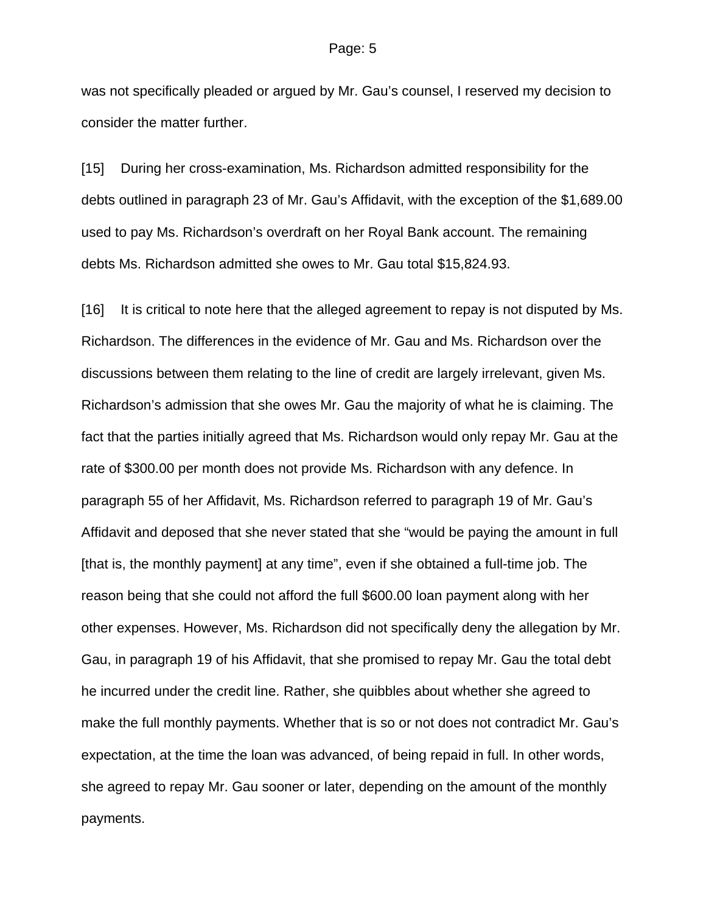was not specifically pleaded or argued by Mr. Gau's counsel, I reserved my decision to consider the matter further.

[15] During her cross-examination, Ms. Richardson admitted responsibility for the debts outlined in paragraph 23 of Mr. Gau's Affidavit, with the exception of the $1,689.00 used to pay Ms. Richardson's overdraft on her Royal Bank account. The remaining debts Ms. Richardson admitted she owes to Mr. Gau total $15,824.93.

[16] It is critical to note here that the alleged agreement to repay is not disputed by Ms. Richardson. The differences in the evidence of Mr. Gau and Ms. Richardson over the discussions between them relating to the line of credit are largely irrelevant, given Ms. Richardson's admission that she owes Mr. Gau the majority of what he is claiming. The fact that the parties initially agreed that Ms. Richardson would only repay Mr. Gau at the rate of $300.00 per month does not provide Ms. Richardson with any defence. In paragraph 55 of her Affidavit, Ms. Richardson referred to paragraph 19 of Mr. Gau's Affidavit and deposed that she never stated that she "would be paying the amount in full [that is, the monthly payment] at any time", even if she obtained a full-time job. The reason being that she could not afford the full $600.00 loan payment along with her other expenses. However, Ms. Richardson did not specifically deny the allegation by Mr. Gau, in paragraph 19 of his Affidavit, that she promised to repay Mr. Gau the total debt he incurred under the credit line. Rather, she quibbles about whether she agreed to make the full monthly payments. Whether that is so or not does not contradict Mr. Gau's expectation, at the time the loan was advanced, of being repaid in full. In other words, she agreed to repay Mr. Gau sooner or later, depending on the amount of the monthly payments.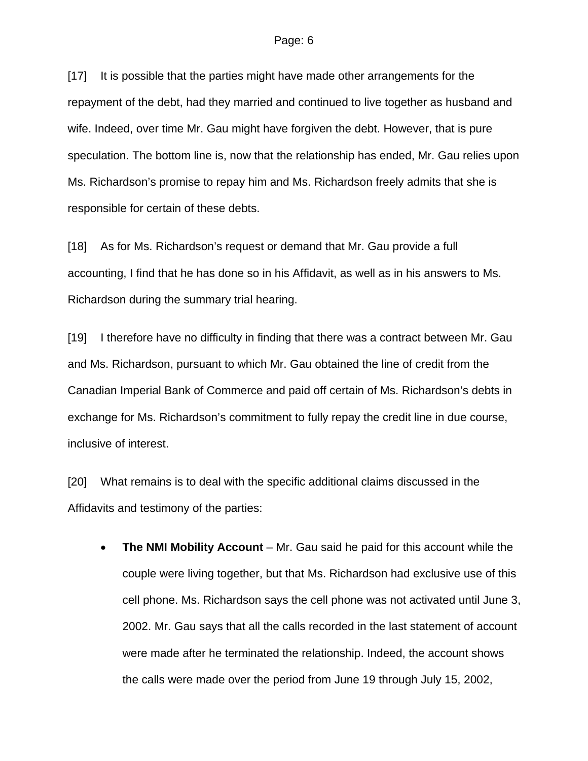[17] It is possible that the parties might have made other arrangements for the repayment of the debt, had they married and continued to live together as husband and wife. Indeed, over time Mr. Gau might have forgiven the debt. However, that is pure speculation. The bottom line is, now that the relationship has ended, Mr. Gau relies upon Ms. Richardson's promise to repay him and Ms. Richardson freely admits that she is responsible for certain of these debts.

[18] As for Ms. Richardson's request or demand that Mr. Gau provide a full accounting, I find that he has done so in his Affidavit, as well as in his answers to Ms. Richardson during the summary trial hearing.

[19] I therefore have no difficulty in finding that there was a contract between Mr. Gau and Ms. Richardson, pursuant to which Mr. Gau obtained the line of credit from the Canadian Imperial Bank of Commerce and paid off certain of Ms. Richardson's debts in exchange for Ms. Richardson's commitment to fully repay the credit line in due course, inclusive of interest.

[20] What remains is to deal with the specific additional claims discussed in the Affidavits and testimony of the parties:

- **The NMI Mobility Account** – Mr. Gau said he paid for this account while the couple were living together, but that Ms. Richardson had exclusive use of this cell phone. Ms. Richardson says the cell phone was not activated until June 3, 2002. Mr. Gau says that all the calls recorded in the last statement of account were made after he terminated the relationship. Indeed, the account shows the calls were made over the period from June 19 through July 15, 2002,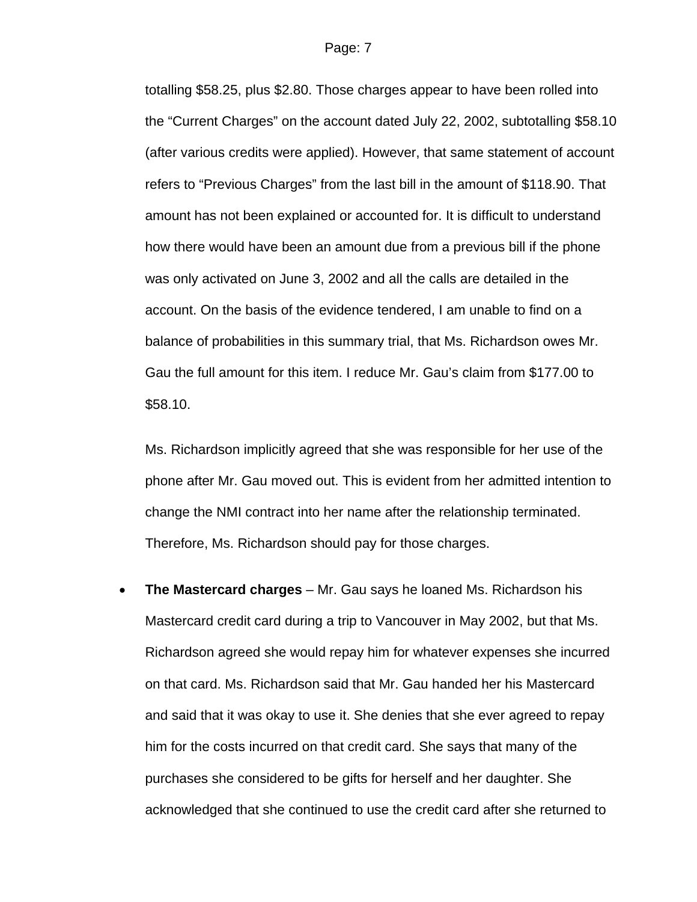totalling $58.25, plus $2.80. Those charges appear to have been rolled into the "Current Charges" on the account dated July 22, 2002, subtotalling $58.10 (after various credits were applied). However, that same statement of account refers to "Previous Charges" from the last bill in the amount of $118.90. That amount has not been explained or accounted for. It is difficult to understand how there would have been an amount due from a previous bill if the phone was only activated on June 3, 2002 and all the calls are detailed in the account. On the basis of the evidence tendered, I am unable to find on a balance of probabilities in this summary trial, that Ms. Richardson owes Mr. Gau the full amount for this item. I reduce Mr. Gau's claim from $177.00 to $58.10.

Ms. Richardson implicitly agreed that she was responsible for her use of the phone after Mr. Gau moved out. This is evident from her admitted intention to change the NMI contract into her name after the relationship terminated. Therefore, Ms. Richardson should pay for those charges.

- **The Mastercard charges** – Mr. Gau says he loaned Ms. Richardson his Mastercard credit card during a trip to Vancouver in May 2002, but that Ms. Richardson agreed she would repay him for whatever expenses she incurred on that card. Ms. Richardson said that Mr. Gau handed her his Mastercard and said that it was okay to use it. She denies that she ever agreed to repay him for the costs incurred on that credit card. She says that many of the purchases she considered to be gifts for herself and her daughter. She acknowledged that she continued to use the credit card after she returned to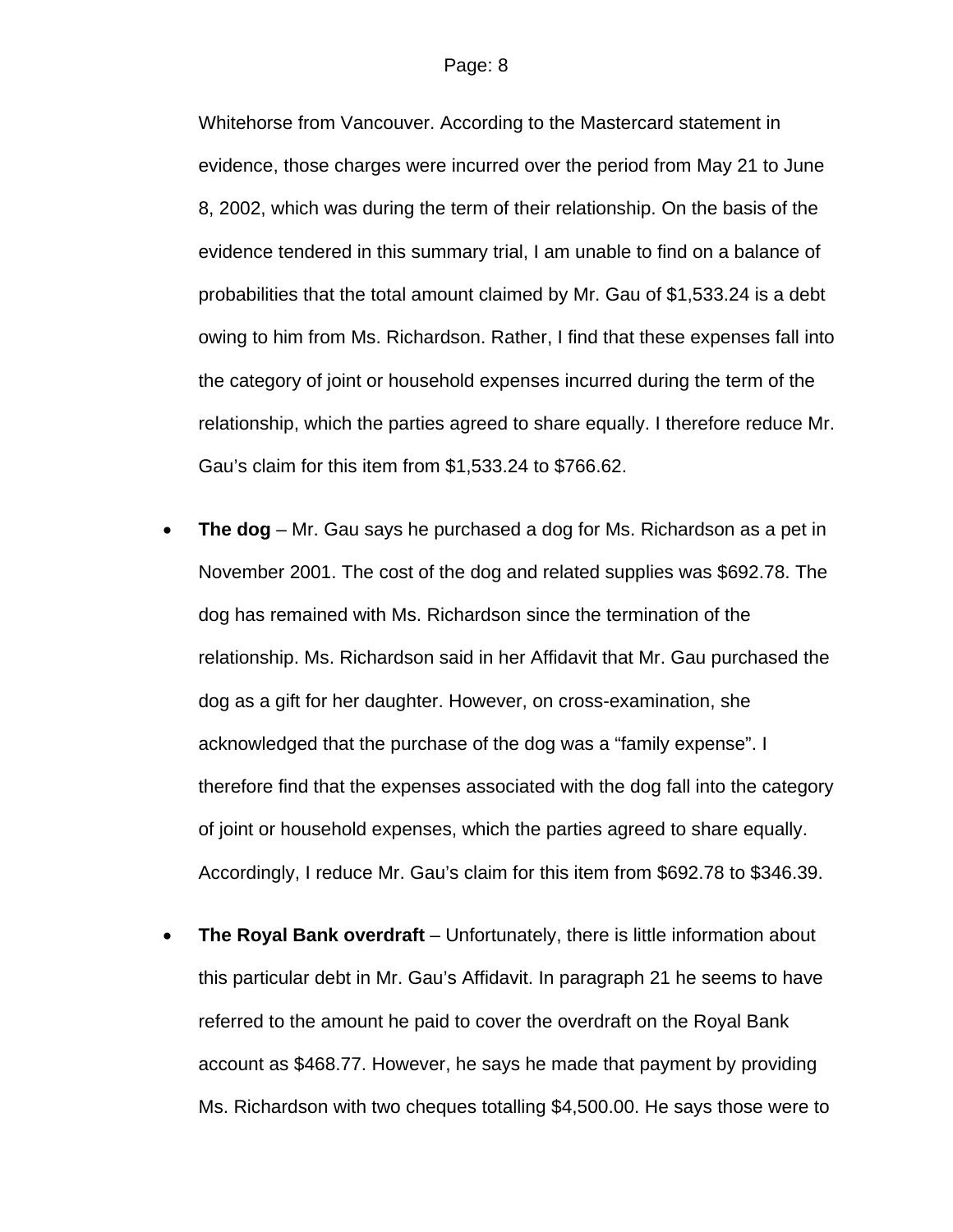Whitehorse from Vancouver. According to the Mastercard statement in evidence, those charges were incurred over the period from May 21 to June 8, 2002, which was during the term of their relationship. On the basis of the evidence tendered in this summary trial, I am unable to find on a balance of probabilities that the total amount claimed by Mr. Gau of $1,533.24 is a debt owing to him from Ms. Richardson. Rather, I find that these expenses fall into the category of joint or household expenses incurred during the term of the relationship, which the parties agreed to share equally. I therefore reduce Mr. Gau's claim for this item from $1,533.24 to $766.62.

- **The dog** – Mr. Gau says he purchased a dog for Ms. Richardson as a pet in November 2001. The cost of the dog and related supplies was $692.78. The dog has remained with Ms. Richardson since the termination of the relationship. Ms. Richardson said in her Affidavit that Mr. Gau purchased the dog as a gift for her daughter. However, on cross-examination, she acknowledged that the purchase of the dog was a "family expense". I therefore find that the expenses associated with the dog fall into the category of joint or household expenses, which the parties agreed to share equally. Accordingly, I reduce Mr. Gau's claim for this item from $692.78 to $346.39.

- **The Royal Bank overdraft** – Unfortunately, there is little information about this particular debt in Mr. Gau's Affidavit. In paragraph 21 he seems to have referred to the amount he paid to cover the overdraft on the Royal Bank account as $468.77. However, he says he made that payment by providing Ms. Richardson with two cheques totalling $4,500.00. He says those were to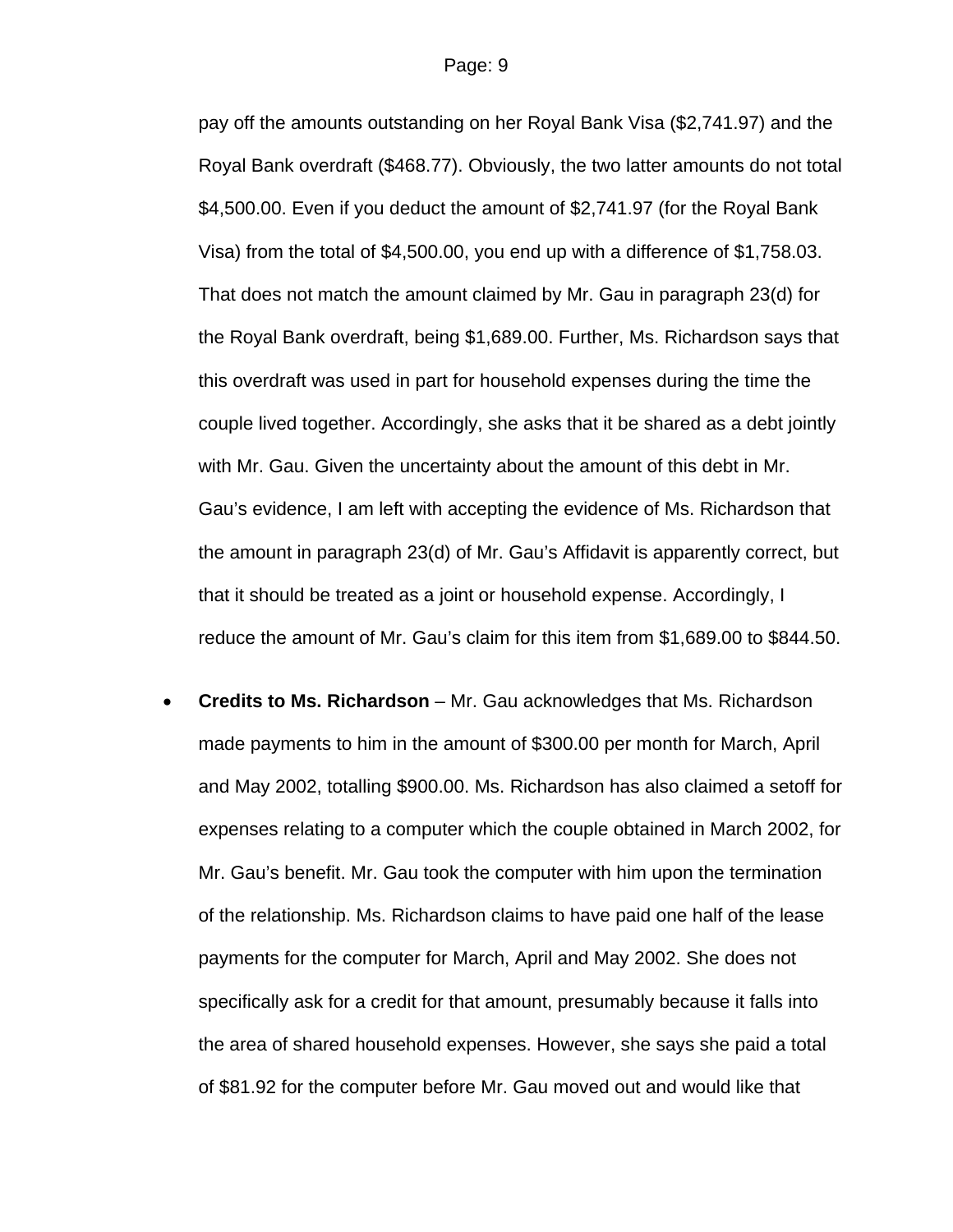pay off the amounts outstanding on her Royal Bank Visa ($2,741.97) and the Royal Bank overdraft ($468.77). Obviously, the two latter amounts do not total $4,500.00. Even if you deduct the amount of $2,741.97 (for the Royal Bank Visa) from the total of $4,500.00, you end up with a difference of $1,758.03. That does not match the amount claimed by Mr. Gau in paragraph 23(d) for the Royal Bank overdraft, being $1,689.00. Further, Ms. Richardson says that this overdraft was used in part for household expenses during the time the couple lived together. Accordingly, she asks that it be shared as a debt jointly with Mr. Gau. Given the uncertainty about the amount of this debt in Mr. Gau's evidence, I am left with accepting the evidence of Ms. Richardson that the amount in paragraph 23(d) of Mr. Gau's Affidavit is apparently correct, but that it should be treated as a joint or household expense. Accordingly, I reduce the amount of Mr. Gau's claim for this item from $1,689.00 to $844.50.

- **Credits to Ms. Richardson** – Mr. Gau acknowledges that Ms. Richardson made payments to him in the amount of $300.00 per month for March, April and May 2002, totalling $900.00. Ms. Richardson has also claimed a setoff for expenses relating to a computer which the couple obtained in March 2002, for Mr. Gau's benefit. Mr. Gau took the computer with him upon the termination of the relationship. Ms. Richardson claims to have paid one half of the lease payments for the computer for March, April and May 2002. She does not specifically ask for a credit for that amount, presumably because it falls into the area of shared household expenses. However, she says she paid a total of $81.92 for the computer before Mr. Gau moved out and would like that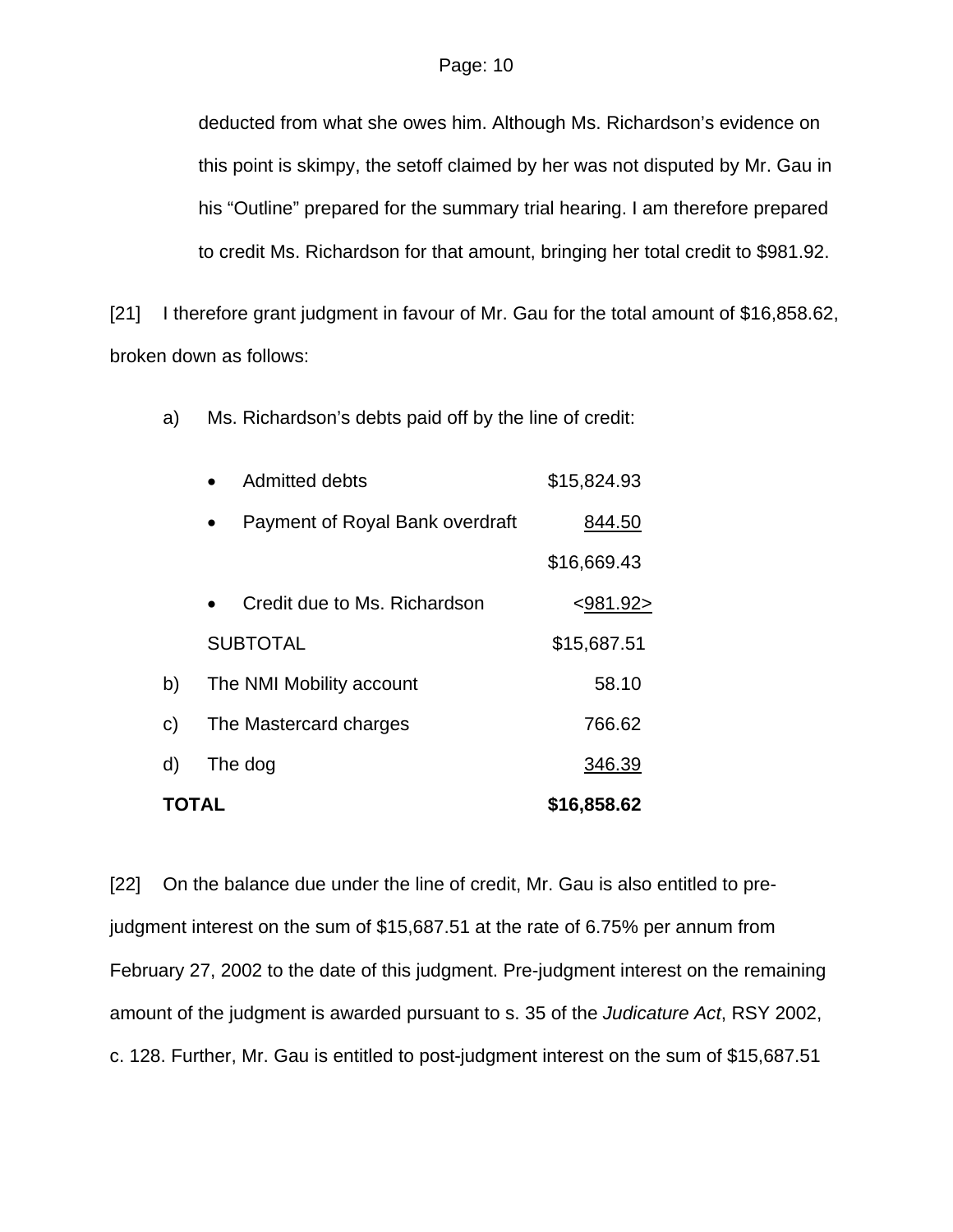deducted from what she owes him. Although Ms. Richardson's evidence on this point is skimpy, the setoff claimed by her was not disputed by Mr. Gau in his "Outline" prepared for the summary trial hearing. I am therefore prepared to credit Ms. Richardson for that amount, bringing her total credit to $981.92.

[21] I therefore grant judgment in favour of Mr. Gau for the total amount of $16,858.62, broken down as follows:

| | | |
|---|---|---|
| a) | Ms. Richardson's debts paid off by the line of credit: | |
| | • Admitted debts | $15,824.93 |
| | • Payment of Royal Bank overdraft | 844.50 |
| | | $16,669.43 |
| | • Credit due to Ms. Richardson | <981.92> |
| | SUBTOTAL | $15,687.51 |
| b) | The NMI Mobility account | 58.10 |
| c) | The Mastercard charges | 766.62 |
| d) | The dog | 346.39 |
| **TOTAL** | | **$16,858.62** |

[22] On the balance due under the line of credit, Mr. Gau is also entitled to pre-judgment interest on the sum of $15,687.51 at the rate of 6.75% per annum from February 27, 2002 to the date of this judgment. Pre-judgment interest on the remaining amount of the judgment is awarded pursuant to s. 35 of the *Judicature Act*, RSY 2002, c. 128. Further, Mr. Gau is entitled to post-judgment interest on the sum of $15,687.51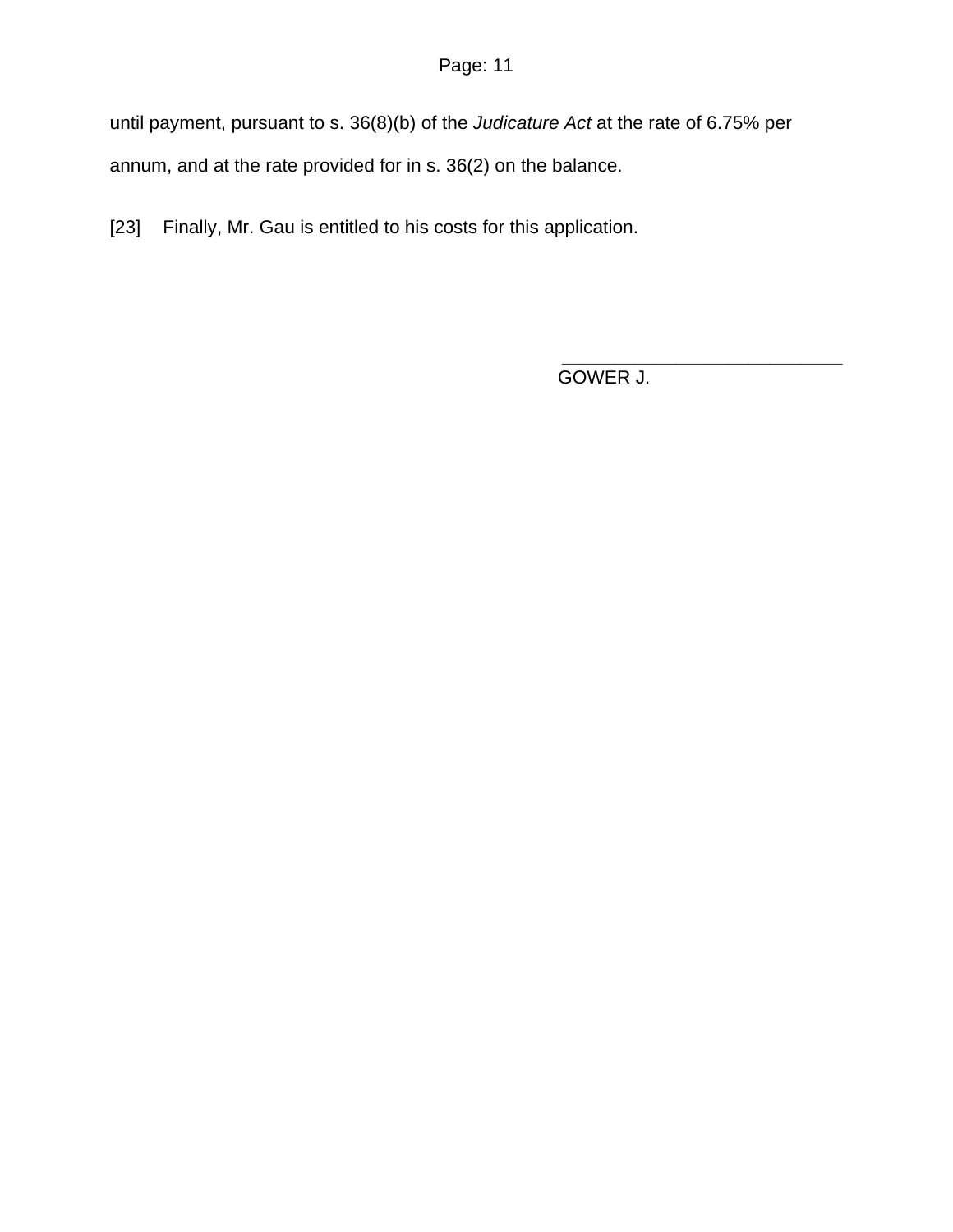until payment, pursuant to s. 36(8)(b) of the *Judicature Act* at the rate of 6.75% per annum, and at the rate provided for in s. 36(2) on the balance.

[23] Finally, Mr. Gau is entitled to his costs for this application.

\_\_\_\_\_\_\_\_\_\_\_\_\_\_\_\_\_\_\_\_\_\_\_\_\_\_\_\_\_\_

GOWER J.